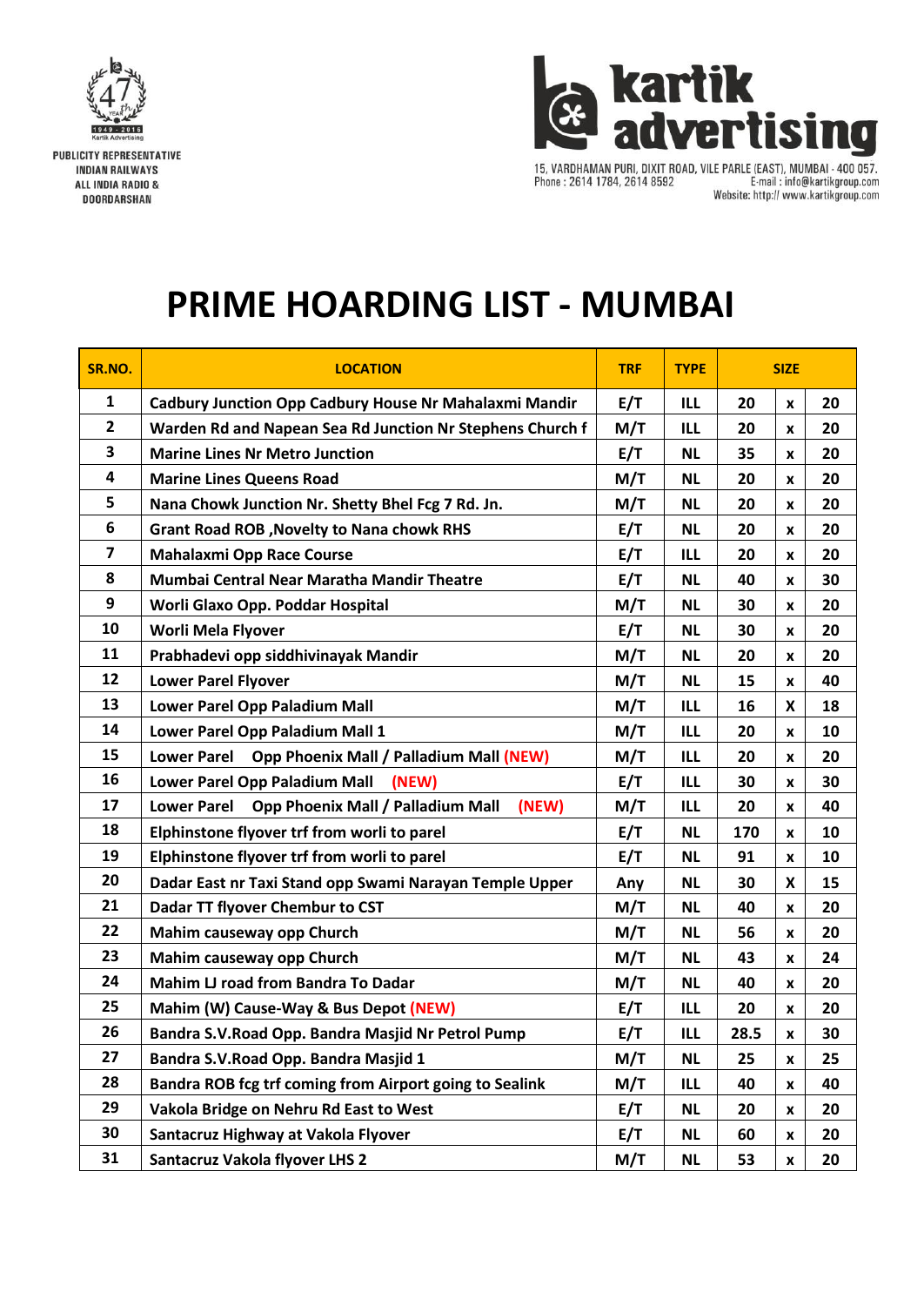PUBLICITY REPRESENTATIVE
INDIAN RAILWAYS
ALL INDIA RADIO &
DOORDARSHAN

**kartik advertising**

15, VARDHAMAN PURI, DIXIT ROAD, VILE PARLE (EAST), MUMBAI - 400 057.
Phone : 2614 1784, 2614 8592 E-mail : info@kartikgroup.com
Website: http:// www.kartikgroup.com

# PRIME HOARDING LIST - MUMBAI

| SR.NO. | LOCATION | TRF | TYPE | SIZE | | |
|---|---|---|---|---|---|---|
| 1 | Cadbury Junction Opp Cadbury House Nr Mahalaxmi Mandir | E/T | ILL | 20 | x | 20 |
| 2 | Warden Rd and Napean Sea Rd Junction Nr Stephens Church f | M/T | ILL | 20 | x | 20 |
| 3 | Marine Lines Nr Metro Junction | E/T | NL | 35 | x | 20 |
| 4 | Marine Lines Queens Road | M/T | NL | 20 | x | 20 |
| 5 | Nana Chowk Junction Nr. Shetty Bhel Fcg 7 Rd. Jn. | M/T | NL | 20 | x | 20 |
| 6 | Grant Road ROB ,Novelty to Nana chowk RHS | E/T | NL | 20 | x | 20 |
| 7 | Mahalaxmi Opp Race Course | E/T | ILL | 20 | x | 20 |
| 8 | Mumbai Central Near Maratha Mandir Theatre | E/T | NL | 40 | x | 30 |
| 9 | Worli Glaxo Opp. Poddar Hospital | M/T | NL | 30 | x | 20 |
| 10 | Worli Mela Flyover | E/T | NL | 30 | x | 20 |
| 11 | Prabhadevi opp siddhivinayak Mandir | M/T | NL | 20 | x | 20 |
| 12 | Lower Parel Flyover | M/T | NL | 15 | x | 40 |
| 13 | Lower Parel Opp Paladium Mall | M/T | ILL | 16 | X | 18 |
| 14 | Lower Parel Opp Paladium Mall 1 | M/T | ILL | 20 | x | 10 |
| 15 | Lower Parel Opp Phoenix Mall / Palladium Mall (NEW) | M/T | ILL | 20 | x | 20 |
| 16 | Lower Parel Opp Paladium Mall (NEW) | E/T | ILL | 30 | x | 30 |
| 17 | Lower Parel Opp Phoenix Mall / Palladium Mall (NEW) | M/T | ILL | 20 | x | 40 |
| 18 | Elphinstone flyover trf from worli to parel | E/T | NL | 170 | x | 10 |
| 19 | Elphinstone flyover trf from worli to parel | E/T | NL | 91 | x | 10 |
| 20 | Dadar East nr Taxi Stand opp Swami Narayan Temple Upper | Any | NL | 30 | X | 15 |
| 21 | Dadar TT flyover Chembur to CST | M/T | NL | 40 | x | 20 |
| 22 | Mahim causeway opp Church | M/T | NL | 56 | x | 20 |
| 23 | Mahim causeway opp Church | M/T | NL | 43 | x | 24 |
| 24 | Mahim LJ road from Bandra To Dadar | M/T | NL | 40 | x | 20 |
| 25 | Mahim (W) Cause-Way & Bus Depot (NEW) | E/T | ILL | 20 | x | 20 |
| 26 | Bandra S.V.Road Opp. Bandra Masjid Nr Petrol Pump | E/T | ILL | 28.5 | x | 30 |
| 27 | Bandra S.V.Road Opp. Bandra Masjid 1 | M/T | NL | 25 | x | 25 |
| 28 | Bandra ROB fcg trf coming from Airport going to Sealink | M/T | ILL | 40 | x | 40 |
| 29 | Vakola Bridge on Nehru Rd East to West | E/T | NL | 20 | x | 20 |
| 30 | Santacruz Highway at Vakola Flyover | E/T | NL | 60 | x | 20 |
| 31 | Santacruz Vakola flyover LHS 2 | M/T | NL | 53 | x | 20 |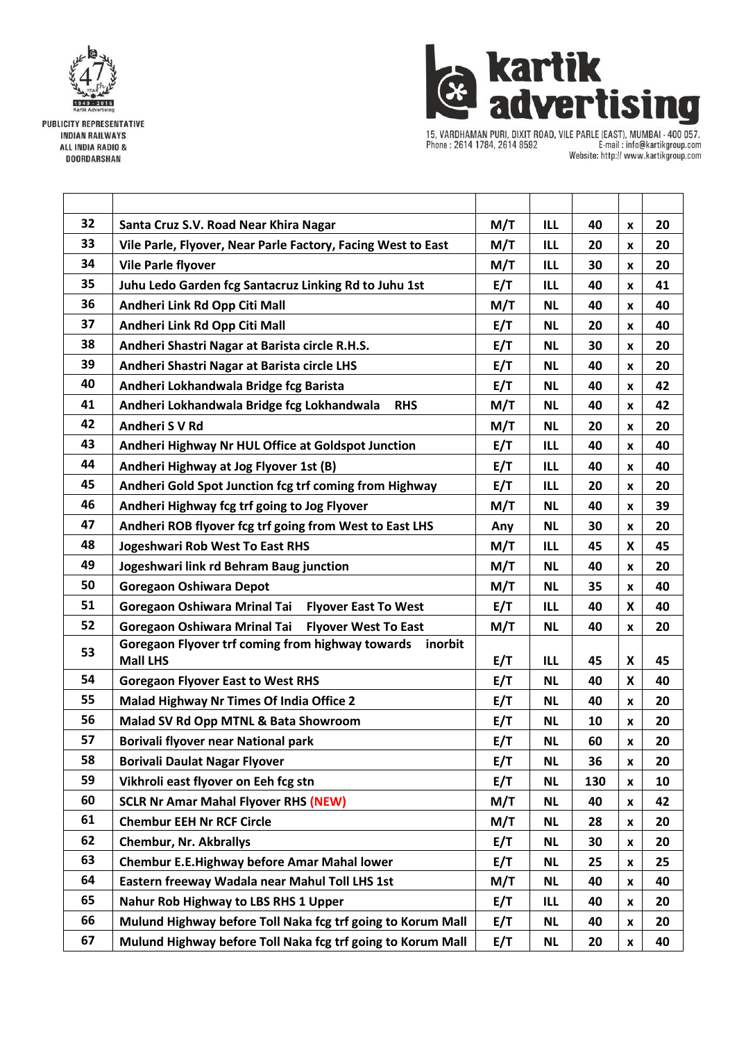PUBLICITY REPRESENTATIVE
INDIAN RAILWAYS
ALL INDIA RADIO &
DOORDARSHAN

**kartik advertising**

15, VARDHAMAN PURI, DIXIT ROAD, VILE PARLE (EAST), MUMBAI - 400 057.
Phone : 2614 1784, 2614 8592 E-mail : info@kartikgroup.com
Website: http:// www.kartikgroup.com

| | | | | | | |
|---|---|---|---|---|---|---|
| **32** | **Santa Cruz S.V. Road Near Khira Nagar** | **M/T** | **ILL** | **40** | **x** | **20** |
| **33** | **Vile Parle, Flyover, Near Parle Factory, Facing West to East** | **M/T** | **ILL** | **20** | **x** | **20** |
| **34** | **Vile Parle flyover** | **M/T** | **ILL** | **30** | **x** | **20** |
| **35** | **Juhu Ledo Garden fcg Santacruz Linking Rd to Juhu 1st** | **E/T** | **ILL** | **40** | **x** | **41** |
| **36** | **Andheri Link Rd Opp Citi Mall** | **M/T** | **NL** | **40** | **x** | **40** |
| **37** | **Andheri Link Rd Opp Citi Mall** | **E/T** | **NL** | **20** | **x** | **40** |
| **38** | **Andheri Shastri Nagar at Barista circle R.H.S.** | **E/T** | **NL** | **30** | **x** | **20** |
| **39** | **Andheri Shastri Nagar at Barista circle LHS** | **E/T** | **NL** | **40** | **x** | **20** |
| **40** | **Andheri Lokhandwala Bridge fcg Barista** | **E/T** | **NL** | **40** | **x** | **42** |
| **41** | **Andheri Lokhandwala Bridge fcg Lokhandwala RHS** | **M/T** | **NL** | **40** | **x** | **42** |
| **42** | **Andheri S V Rd** | **M/T** | **NL** | **20** | **x** | **20** |
| **43** | **Andheri Highway Nr HUL Office at Goldspot Junction** | **E/T** | **ILL** | **40** | **x** | **40** |
| **44** | **Andheri Highway at Jog Flyover 1st (B)** | **E/T** | **ILL** | **40** | **x** | **40** |
| **45** | **Andheri Gold Spot Junction fcg trf coming from Highway** | **E/T** | **ILL** | **20** | **x** | **20** |
| **46** | **Andheri Highway fcg trf going to Jog Flyover** | **M/T** | **NL** | **40** | **x** | **39** |
| **47** | **Andheri ROB flyover fcg trf going from West to East LHS** | **Any** | **NL** | **30** | **x** | **20** |
| **48** | **Jogeshwari Rob West To East RHS** | **M/T** | **ILL** | **45** | **X** | **45** |
| **49** | **Jogeshwari link rd Behram Baug junction** | **M/T** | **NL** | **40** | **x** | **20** |
| **50** | **Goregaon Oshiwara Depot** | **M/T** | **NL** | **35** | **x** | **40** |
| **51** | **Goregaon Oshiwara Mrinal Tai Flyover East To West** | **E/T** | **ILL** | **40** | **X** | **40** |
| **52** | **Goregaon Oshiwara Mrinal Tai Flyover West To East** | **M/T** | **NL** | **40** | **x** | **20** |
| **53** | **Goregaon Flyover trf coming from highway towards inorbit Mall LHS** | **E/T** | **ILL** | **45** | **X** | **45** |
| **54** | **Goregaon Flyover East to West RHS** | **E/T** | **NL** | **40** | **X** | **40** |
| **55** | **Malad Highway Nr Times Of India Office 2** | **E/T** | **NL** | **40** | **x** | **20** |
| **56** | **Malad SV Rd Opp MTNL & Bata Showroom** | **E/T** | **NL** | **10** | **x** | **20** |
| **57** | **Borivali flyover near National park** | **E/T** | **NL** | **60** | **x** | **20** |
| **58** | **Borivali Daulat Nagar Flyover** | **E/T** | **NL** | **36** | **x** | **20** |
| **59** | **Vikhroli east flyover on Eeh fcg stn** | **E/T** | **NL** | **130** | **x** | **10** |
| **60** | **SCLR Nr Amar Mahal Flyover RHS (NEW)** | **M/T** | **NL** | **40** | **x** | **42** |
| **61** | **Chembur EEH Nr RCF Circle** | **M/T** | **NL** | **28** | **x** | **20** |
| **62** | **Chembur, Nr. Akbrallys** | **E/T** | **NL** | **30** | **x** | **20** |
| **63** | **Chembur E.E.Highway before Amar Mahal lower** | **E/T** | **NL** | **25** | **x** | **25** |
| **64** | **Eastern freeway Wadala near Mahul Toll LHS 1st** | **M/T** | **NL** | **40** | **x** | **40** |
| **65** | **Nahur Rob Highway to LBS RHS 1 Upper** | **E/T** | **ILL** | **40** | **x** | **20** |
| **66** | **Mulund Highway before Toll Naka fcg trf going to Korum Mall** | **E/T** | **NL** | **40** | **x** | **20** |
| **67** | **Mulund Highway before Toll Naka fcg trf going to Korum Mall** | **E/T** | **NL** | **20** | **x** | **40** |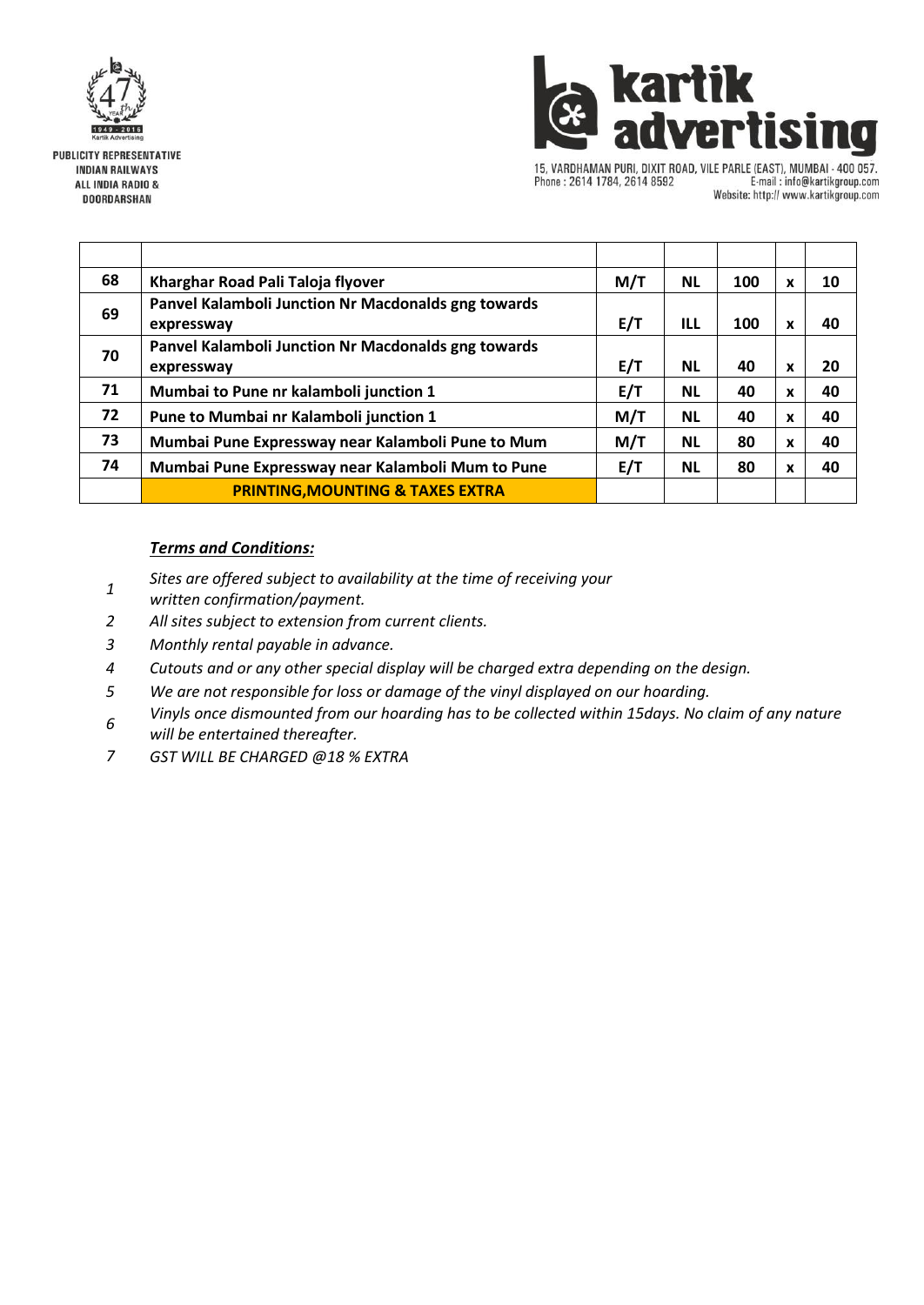PUBLICITY REPRESENTATIVE
INDIAN RAILWAYS
ALL INDIA RADIO &
DOORDARSHAN

# kartik advertising

15, VARDHAMAN PURI, DIXIT ROAD, VILE PARLE (EAST), MUMBAI - 400 057.
Phone : 2614 1784, 2614 8592
E-mail : info@kartikgroup.com
Website: http:// www.kartikgroup.com

| | | | | | | |
|---|---|---|---|---|---|---|
| 68 | **Kharghar Road Pali Taloja flyover** | **M/T** | **NL** | **100** | **x** | **10** |
| 69 | **Panvel Kalamboli Junction Nr Macdonalds gng towards expressway** | **E/T** | **ILL** | **100** | **x** | **40** |
| 70 | **Panvel Kalamboli Junction Nr Macdonalds gng towards expressway** | **E/T** | **NL** | **40** | **x** | **20** |
| 71 | **Mumbai to Pune nr kalamboli junction 1** | **E/T** | **NL** | **40** | **x** | **40** |
| 72 | **Pune to Mumbai nr Kalamboli junction 1** | **M/T** | **NL** | **40** | **x** | **40** |
| 73 | **Mumbai Pune Expressway near Kalamboli Pune to Mum** | **M/T** | **NL** | **80** | **x** | **40** |
| 74 | **Mumbai Pune Expressway near Kalamboli Mum to Pune** | **E/T** | **NL** | **80** | **x** | **40** |
| | **PRINTING,MOUNTING & TAXES EXTRA** | | | | | |

***Terms and Conditions:***

1. *Sites are offered subject to availability at the time of receiving your written confirmation/payment.*
2. *All sites subject to extension from current clients.*
3. *Monthly rental payable in advance.*
4. *Cutouts and or any other special display will be charged extra depending on the design.*
5. *We are not responsible for loss or damage of the vinyl displayed on our hoarding.*
6. *Vinyls once dismounted from our hoarding has to be collected within 15days. No claim of any nature will be entertained thereafter.*
7. *GST WILL BE CHARGED @18 % EXTRA*